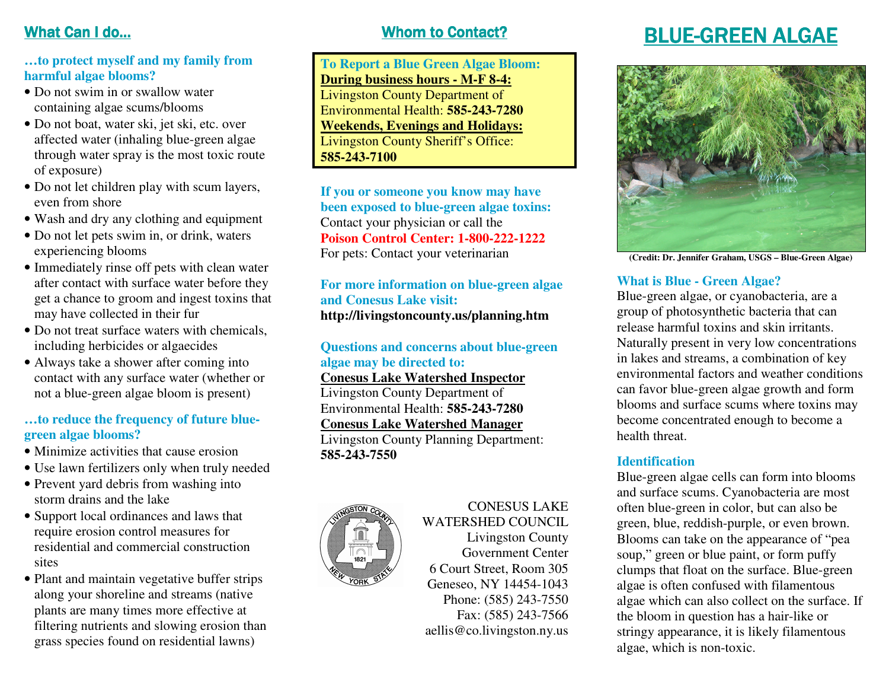## What Can I do…

### …to protect myself and my family from harmful algae blooms?

- Do not swim in or swallow water containing algae scums/blooms
- Do not boat, water ski, jet ski, etc. over affected water (inhaling blue-green algae through water spray is the most toxic route of exposure)
- Do not let children play with scum layers, even from shore
- Wash and dry any clothing and equipment
- Do not let pets swim in, or drink, waters experiencing blooms
- Immediately rinse off pets with clean water after contact with surface water before they get a chance to groom and ingest toxins that may have collected in their fur
- Do not treat surface waters with chemicals, including herbicides or algaecides
- Always take a shower after coming into contact with any surface water (whether or not a blue-green algae bloom is present)

### …to reduce the frequency of future blue-green algae blooms?

- Minimize activities that cause erosion
- Use lawn fertilizers only when truly needed
- Prevent yard debris from washing into storm drains and the lake
- Support local ordinances and laws that require erosion control measures for residential and commercial construction sites
- Plant and maintain vegetative buffer strips along your shoreline and streams (native plants are many times more effective at filtering nutrients and slowing erosion than grass species found on residential lawns)

## Whom to Contact?

**To Report a Blue Green Algae Bloom:**
**During business hours - M-F 8-4:**
Livingston County Department of Environmental Health: **585-243-7280**
**Weekends, Evenings and Holidays:**
Livingston County Sheriff's Office: **585-243-7100**

**If you or someone you know may have been exposed to blue-green algae toxins:**
Contact your physician or call the
**Poison Control Center: 1-800-222-1222**
For pets: Contact your veterinarian

**For more information on blue-green algae and Conesus Lake visit:**
**http://livingstoncounty.us/planning.htm**

**Questions and concerns about blue-green algae may be directed to:**
**Conesus Lake Watershed Inspector**
Livingston County Department of Environmental Health: **585-243-7280**
**Conesus Lake Watershed Manager**
Livingston County Planning Department: **585-243-7550**

CONESUS LAKE WATERSHED COUNCIL
Livingston County Government Center
6 Court Street, Room 305
Geneseo, NY 14454-1043
Phone: (585) 243-7550
Fax: (585) 243-7566
aellis@co.livingston.ny.us

# BLUE-GREEN ALGAE

(Credit: Dr. Jennifer Graham, USGS – Blue-Green Algae)

### What is Blue - Green Algae?

Blue-green algae, or cyanobacteria, are a group of photosynthetic bacteria that can release harmful toxins and skin irritants. Naturally present in very low concentrations in lakes and streams, a combination of key environmental factors and weather conditions can favor blue-green algae growth and form blooms and surface scums where toxins may become concentrated enough to become a health threat.

### Identification

Blue-green algae cells can form into blooms and surface scums. Cyanobacteria are most often blue-green in color, but can also be green, blue, reddish-purple, or even brown. Blooms can take on the appearance of "pea soup," green or blue paint, or form puffy clumps that float on the surface. Blue-green algae is often confused with filamentous algae which can also collect on the surface. If the bloom in question has a hair-like or stringy appearance, it is likely filamentous algae, which is non-toxic.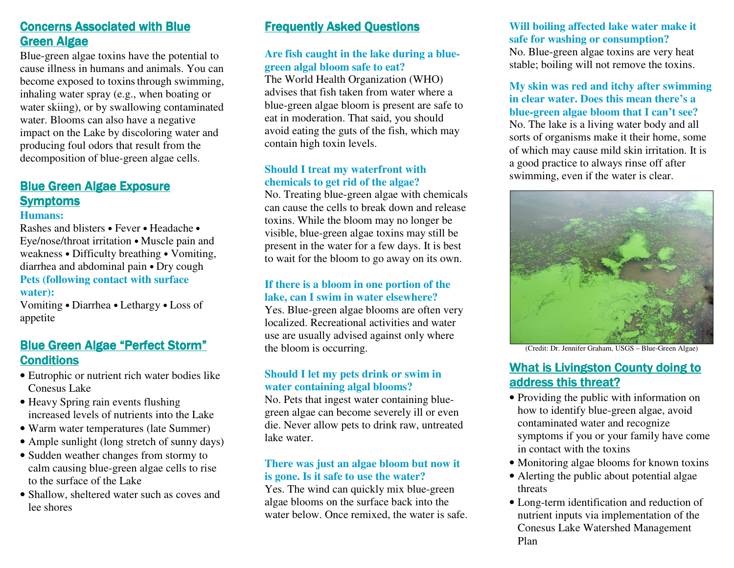## Concerns Associated with Blue Green Algae

Blue-green algae toxins have the potential to cause illness in humans and animals. You can become exposed to toxins through swimming, inhaling water spray (e.g., when boating or water skiing), or by swallowing contaminated water. Blooms can also have a negative impact on the Lake by discoloring water and producing foul odors that result from the decomposition of blue-green algae cells.

## Blue Green Algae Exposure Symptoms

**Humans:**

Rashes and blisters • Fever • Headache • Eye/nose/throat irritation • Muscle pain and weakness • Difficulty breathing • Vomiting, diarrhea and abdominal pain • Dry cough

**Pets (following contact with surface water):**

Vomiting • Diarrhea • Lethargy • Loss of appetite

## Blue Green Algae "Perfect Storm" Conditions

- Eutrophic or nutrient rich water bodies like Conesus Lake
- Heavy Spring rain events flushing increased levels of nutrients into the Lake
- Warm water temperatures (late Summer)
- Ample sunlight (long stretch of sunny days)
- Sudden weather changes from stormy to calm causing blue-green algae cells to rise to the surface of the Lake
- Shallow, sheltered water such as coves and lee shores

## Frequently Asked Questions

**Are fish caught in the lake during a blue-green algal bloom safe to eat?**

The World Health Organization (WHO) advises that fish taken from water where a blue-green algae bloom is present are safe to eat in moderation. That said, you should avoid eating the guts of the fish, which may contain high toxin levels.

**Should I treat my waterfront with chemicals to get rid of the algae?**

No. Treating blue-green algae with chemicals can cause the cells to break down and release toxins. While the bloom may no longer be visible, blue-green algae toxins may still be present in the water for a few days. It is best to wait for the bloom to go away on its own.

**If there is a bloom in one portion of the lake, can I swim in water elsewhere?**

Yes. Blue-green algae blooms are often very localized. Recreational activities and water use are usually advised against only where the bloom is occurring.

**Should I let my pets drink or swim in water containing algal blooms?**

No. Pets that ingest water containing blue-green algae can become severely ill or even die. Never allow pets to drink raw, untreated lake water.

**There was just an algae bloom but now it is gone. Is it safe to use the water?**

Yes. The wind can quickly mix blue-green algae blooms on the surface back into the water below. Once remixed, the water is safe.

**Will boiling affected lake water make it safe for washing or consumption?**

No. Blue-green algae toxins are very heat stable; boiling will not remove the toxins.

**My skin was red and itchy after swimming in clear water. Does this mean there's a blue-green algae bloom that I can't see?**

No. The lake is a living water body and all sorts of organisms make it their home, some of which may cause mild skin irritation. It is a good practice to always rinse off after swimming, even if the water is clear.

(Credit: Dr. Jennifer Graham, USGS – Blue-Green Algae)

## What is Livingston County doing to address this threat?

- Providing the public with information on how to identify blue-green algae, avoid contaminated water and recognize symptoms if you or your family have come in contact with the toxins
- Monitoring algae blooms for known toxins
- Alerting the public about potential algae threats
- Long-term identification and reduction of nutrient inputs via implementation of the Conesus Lake Watershed Management Plan